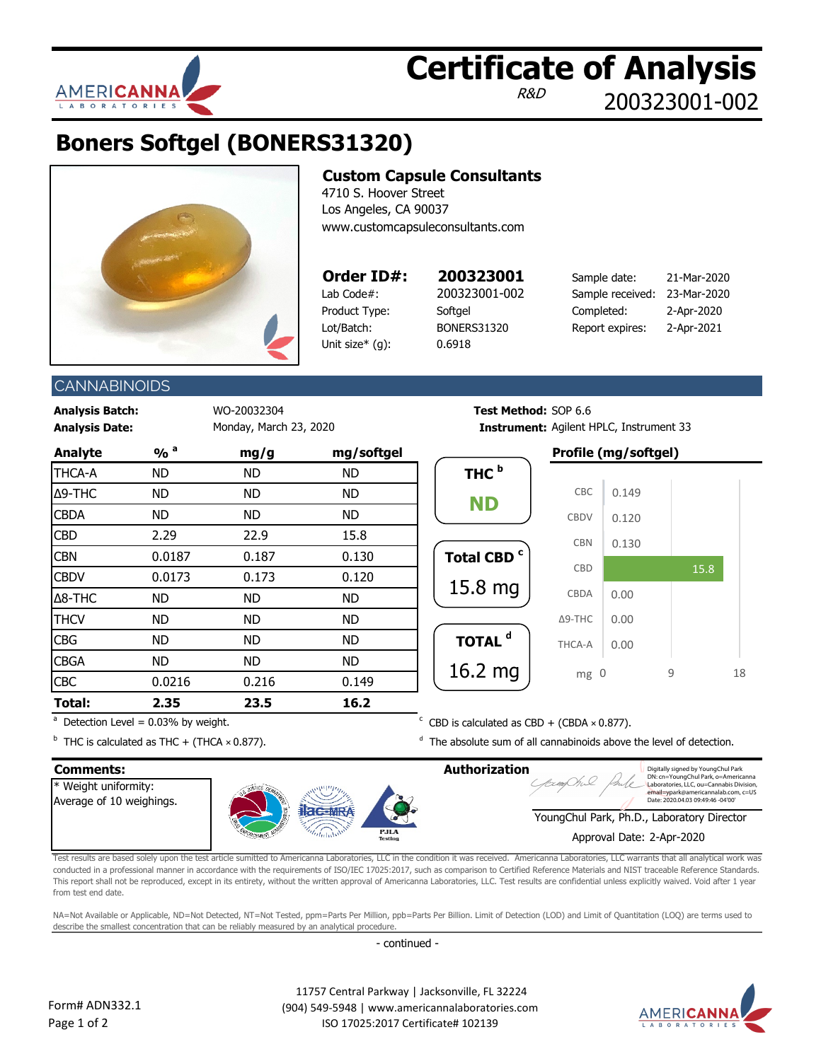# Certificate of Analysis

R&D 200323001-002

## Boners Softgel (BONERS31320)

**Custom Capsule Consultants**
4710 S. Hoover Street
Los Angeles, CA 90037
www.customcapsuleconsultants.com

| **Order ID#:** | **200323001** | Sample date: | 21-Mar-2020 |
|---|---|---|---|
| Lab Code#: | 200323001-002 | Sample received: | 23-Mar-2020 |
| Product Type: | Softgel | Completed: | 2-Apr-2020 |
| Lot/Batch: | BONERS31320 | Report expires: | 2-Apr-2021 |
| Unit size* (g): | 0.6918 | | |

## CANNABINOIDS

**Analysis Batch:** WO-20032304
**Analysis Date:** Monday, March 23, 2020
**Test Method:** SOP 6.6
**Instrument:** Agilent HPLC, Instrument 33

| Analyte | % [a] | mg/g | mg/softgel |
|---|---|---|---|
| THCA-A | ND | ND | ND |
| Δ9-THC | ND | ND | ND |
| CBDA | ND | ND | ND |
| CBD | 2.29 | 22.9 | 15.8 |
| CBN | 0.0187 | 0.187 | 0.130 |
| CBDV | 0.0173 | 0.173 | 0.120 |
| Δ8-THC | ND | ND | ND |
| THCV | ND | ND | ND |
| CBG | ND | ND | ND |
| CBGA | ND | ND | ND |
| CBC | 0.0216 | 0.216 | 0.149 |
| **Total:** | **2.35** | **23.5** | **16.2** |

**THC [b]:** ND

**Total CBD [c]:** 15.8 mg

**TOTAL [d]:** 16.2 mg

**Profile (mg/softgel)**

| Analyte | mg |
|---|---|
| CBC | 0.149 |
| CBDV | 0.120 |
| CBN | 0.130 |
| CBD | 15.8 |
| CBDA | 0.00 |
| Δ9-THC | 0.00 |
| THCA-A | 0.00 |

[a] Detection Level = 0.03% by weight.

[b] THC is calculated as THC + (THCA × 0.877).

[c] CBD is calculated as CBD + (CBDA × 0.877).

[d] The absolute sum of all cannabinoids above the level of detection.

**Comments:**
* Weight uniformity:
Average of 10 weighings.

**Authorization**

Digitally signed by YoungChul Park
DN: cn=YoungChul Park, o=Americanna Laboratories, LLC, ou=Cannabis Division, email=ypark@americannalab.com, c=US
Date: 2020.04.03 09:49:46 -04'00'

YoungChul Park, Ph.D., Laboratory Director
Approval Date: 2-Apr-2020

Test results are based solely upon the test article sumitted to Americanna Laboratories, LLC in the condition it was received. Americanna Laboratories, LLC warrants that all analytical work was conducted in a professional manner in accordance with the requirements of ISO/IEC 17025:2017, such as comparison to Certified Reference Materials and NIST traceable Reference Standards. This report shall not be reproduced, except in its entirety, without the written approval of Americanna Laboratories, LLC. Test results are confidential unless explicitly waived. Void after 1 year from test end date.

NA=Not Available or Applicable, ND=Not Detected, NT=Not Tested, ppm=Parts Per Million, ppb=Parts Per Billion. Limit of Detection (LOD) and Limit of Quantitation (LOQ) are terms used to describe the smallest concentration that can be reliably measured by an analytical procedure.

- continued -

Form# ADN332.1

11757 Central Parkway | Jacksonville, FL 32224
(904) 549-5948 | www.americannalaboratories.com
ISO 17025:2017 Certificate# 102139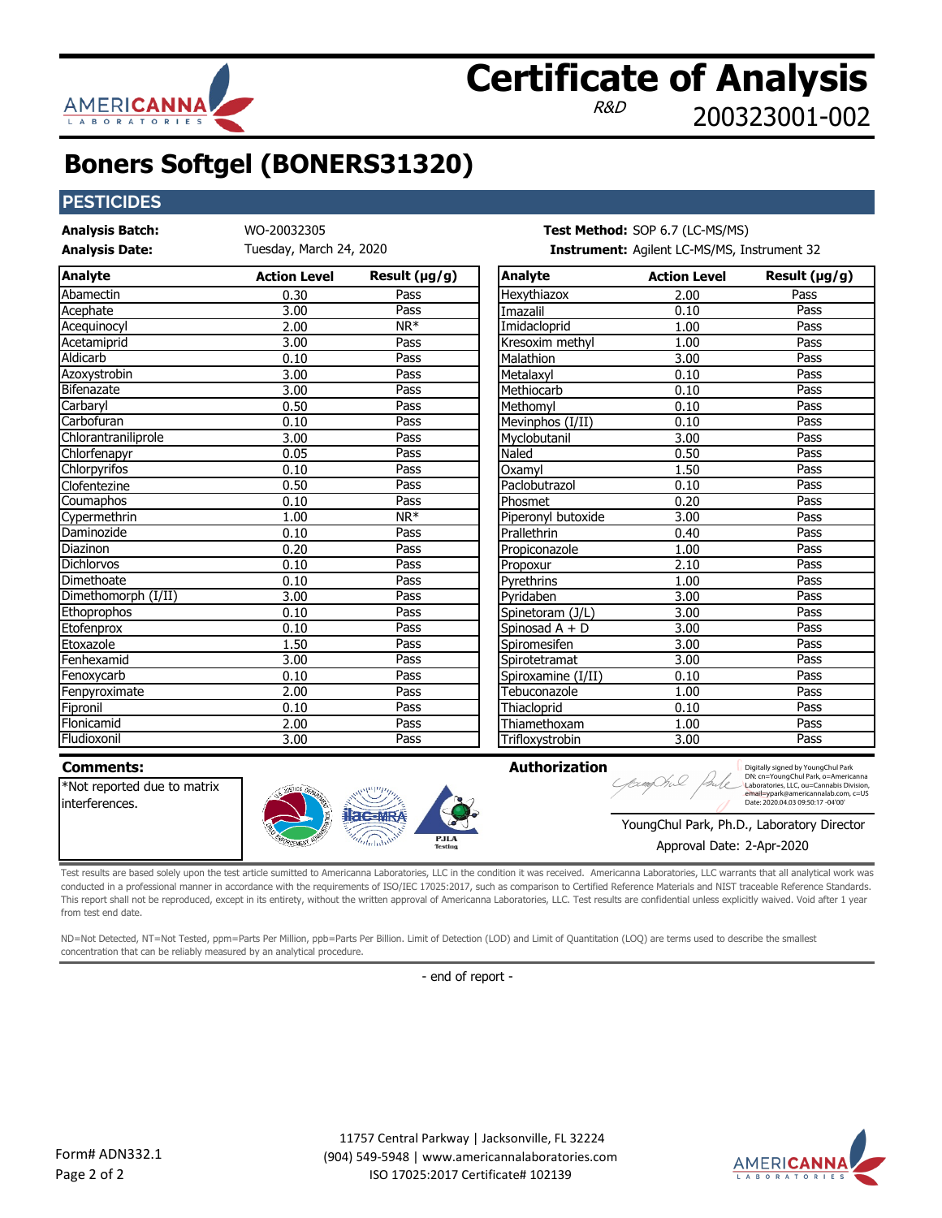# Certificate of Analysis

*R&D*

200323001-002

# Boners Softgel (BONERS31320)

## PESTICIDES

**Analysis Batch:** WO-20032305
**Analysis Date:** Tuesday, March 24, 2020

**Test Method:** SOP 6.7 (LC-MS/MS)
**Instrument:** Agilent LC-MS/MS, Instrument 32

| Analyte | Action Level | Result (µg/g) |
|---|---|---|
| Abamectin | 0.30 | Pass |
| Acephate | 3.00 | Pass |
| Acequinocyl | 2.00 | NR* |
| Acetamiprid | 3.00 | Pass |
| Aldicarb | 0.10 | Pass |
| Azoxystrobin | 3.00 | Pass |
| Bifenazate | 3.00 | Pass |
| Carbaryl | 0.50 | Pass |
| Carbofuran | 0.10 | Pass |
| Chlorantraniliprole | 3.00 | Pass |
| Chlorfenapyr | 0.05 | Pass |
| Chlorpyrifos | 0.10 | Pass |
| Clofentezine | 0.50 | Pass |
| Coumaphos | 0.10 | Pass |
| Cypermethrin | 1.00 | NR* |
| Daminozide | 0.10 | Pass |
| Diazinon | 0.20 | Pass |
| Dichlorvos | 0.10 | Pass |
| Dimethoate | 0.10 | Pass |
| Dimethomorph (I/II) | 3.00 | Pass |
| Ethoprophos | 0.10 | Pass |
| Etofenprox | 0.10 | Pass |
| Etoxazole | 1.50 | Pass |
| Fenhexamid | 3.00 | Pass |
| Fenoxycarb | 0.10 | Pass |
| Fenpyroximate | 2.00 | Pass |
| Fipronil | 0.10 | Pass |
| Flonicamid | 2.00 | Pass |
| Fludioxonil | 3.00 | Pass |

| Analyte | Action Level | Result (µg/g) |
|---|---|---|
| Hexythiazox | 2.00 | Pass |
| Imazalil | 0.10 | Pass |
| Imidacloprid | 1.00 | Pass |
| Kresoxim methyl | 1.00 | Pass |
| Malathion | 3.00 | Pass |
| Metalaxyl | 0.10 | Pass |
| Methiocarb | 0.10 | Pass |
| Methomyl | 0.10 | Pass |
| Mevinphos (I/II) | 0.10 | Pass |
| Myclobutanil | 3.00 | Pass |
| Naled | 0.50 | Pass |
| Oxamyl | 1.50 | Pass |
| Paclobutrazol | 0.10 | Pass |
| Phosmet | 0.20 | Pass |
| Piperonyl butoxide | 3.00 | Pass |
| Prallethrin | 0.40 | Pass |
| Propiconazole | 1.00 | Pass |
| Propoxur | 2.10 | Pass |
| Pyrethrins | 1.00 | Pass |
| Pyridaben | 3.00 | Pass |
| Spinetoram (J/L) | 3.00 | Pass |
| Spinosad A + D | 3.00 | Pass |
| Spiromesifen | 3.00 | Pass |
| Spirotetramat | 3.00 | Pass |
| Spiroxamine (I/II) | 0.10 | Pass |
| Tebuconazole | 1.00 | Pass |
| Thiacloprid | 0.10 | Pass |
| Thiamethoxam | 1.00 | Pass |
| Trifloxystrobin | 3.00 | Pass |

**Comments:**

*Not reported due to matrix interferences.

**Authorization**

Digitally signed by YoungChul Park
DN: cn=YoungChul Park, o=Americanna Laboratories, LLC, ou=Cannabis Division, email=ypark@americannalab.com, c=US
Date: 2020.04.03 09:50:17 -04'00'

YoungChul Park, Ph.D., Laboratory Director
Approval Date: 2-Apr-2020

Test results are based solely upon the test article sumitted to Americanna Laboratories, LLC in the condition it was received. Americanna Laboratories, LLC warrants that all analytical work was conducted in a professional manner in accordance with the requirements of ISO/IEC 17025:2017, such as comparison to Certified Reference Materials and NIST traceable Reference Standards. This report shall not be reproduced, except in its entirety, without the written approval of Americanna Laboratories, LLC. Test results are confidential unless explicitly waived. Void after 1 year from test end date.

ND=Not Detected, NT=Not Tested, ppm=Parts Per Million, ppb=Parts Per Billion. Limit of Detection (LOD) and Limit of Quantitation (LOQ) are terms used to describe the smallest concentration that can be reliably measured by an analytical procedure.

- end of report -

Form# ADN332.1

11757 Central Parkway | Jacksonville, FL 32224
(904) 549-5948 | www.americannalaboratories.com
ISO 17025:2017 Certificate# 102139